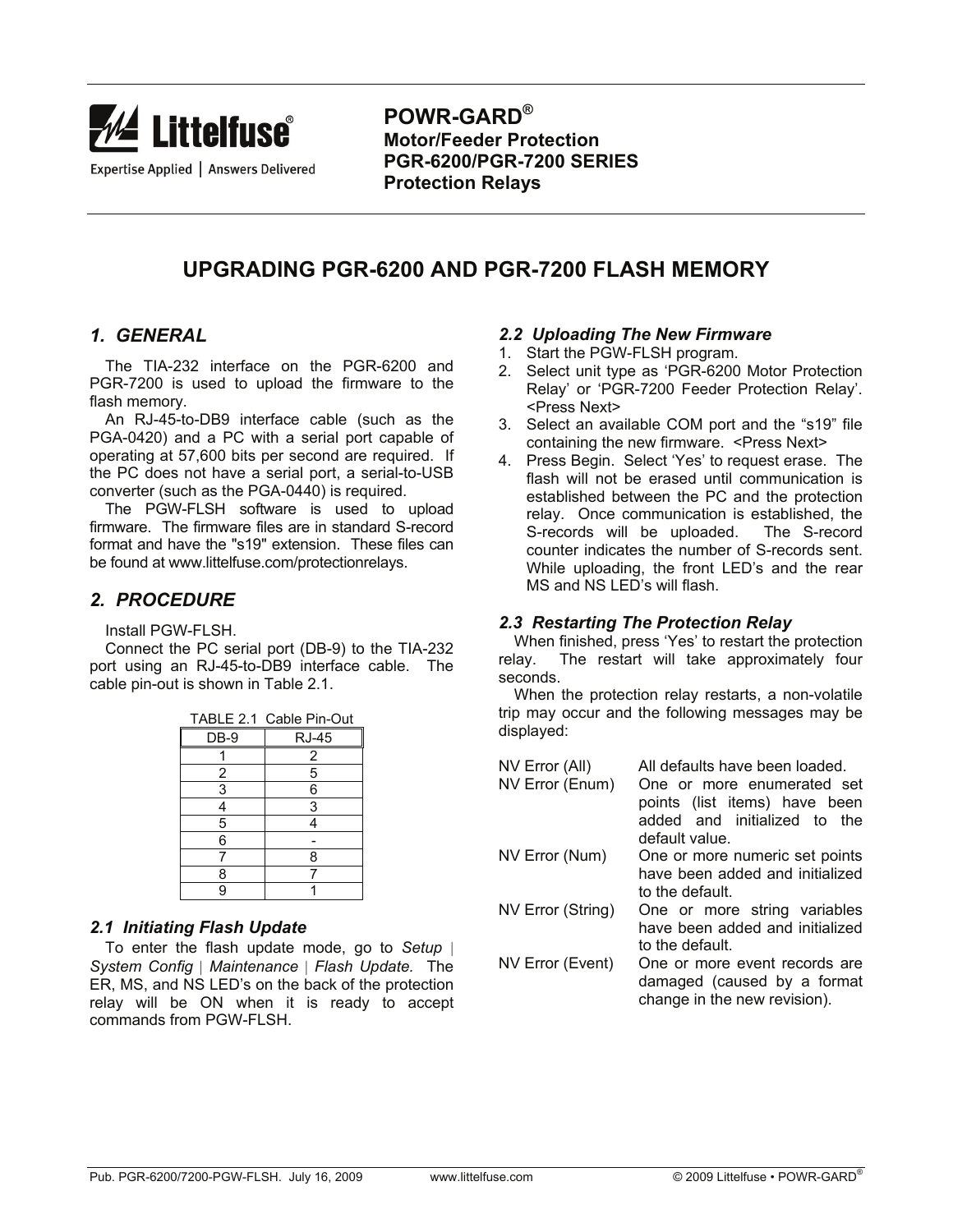**POWR-GARD®**
**Motor/Feeder Protection**
**PGR-6200/PGR-7200 SERIES**
**Protection Relays**

# UPGRADING PGR-6200 AND PGR-7200 FLASH MEMORY

## *1. GENERAL*

The TIA-232 interface on the PGR-6200 and PGR-7200 is used to upload the firmware to the flash memory.

An RJ-45-to-DB9 interface cable (such as the PGA-0420) and a PC with a serial port capable of operating at 57,600 bits per second are required. If the PC does not have a serial port, a serial-to-USB converter (such as the PGA-0440) is required.

The PGW-FLSH software is used to upload firmware. The firmware files are in standard S-record format and have the "s19" extension. These files can be found at www.littelfuse.com/protectionrelays.

## *2. PROCEDURE*

Install PGW-FLSH.

Connect the PC serial port (DB-9) to the TIA-232 port using an RJ-45-to-DB9 interface cable. The cable pin-out is shown in Table 2.1.

TABLE 2.1 Cable Pin-Out

| DB-9 | RJ-45 |
|---|---|
| 1 | 2 |
| 2 | 5 |
| 3 | 6 |
| 4 | 3 |
| 5 | 4 |
| 6 | - |
| 7 | 8 |
| 8 | 7 |
| 9 | 1 |

### *2.1 Initiating Flash Update*

To enter the flash update mode, go to *Setup | System Config | Maintenance | Flash Update.* The ER, MS, and NS LED's on the back of the protection relay will be ON when it is ready to accept commands from PGW-FLSH.

### *2.2 Uploading The New Firmware*

1. Start the PGW-FLSH program.
2. Select unit type as 'PGR-6200 Motor Protection Relay' or 'PGR-7200 Feeder Protection Relay'. <Press Next>
3. Select an available COM port and the "s19" file containing the new firmware. <Press Next>
4. Press Begin. Select 'Yes' to request erase. The flash will not be erased until communication is established between the PC and the protection relay. Once communication is established, the S-records will be uploaded. The S-record counter indicates the number of S-records sent. While uploading, the front LED's and the rear MS and NS LED's will flash.

### *2.3 Restarting The Protection Relay*

When finished, press 'Yes' to restart the protection relay. The restart will take approximately four seconds.

When the protection relay restarts, a non-volatile trip may occur and the following messages may be displayed:

| | |
|---|---|
| NV Error (All) | All defaults have been loaded. |
| NV Error (Enum) | One or more enumerated set points (list items) have been added and initialized to the default value. |
| NV Error (Num) | One or more numeric set points have been added and initialized to the default. |
| NV Error (String) | One or more string variables have been added and initialized to the default. |
| NV Error (Event) | One or more event records are damaged (caused by a format change in the new revision). |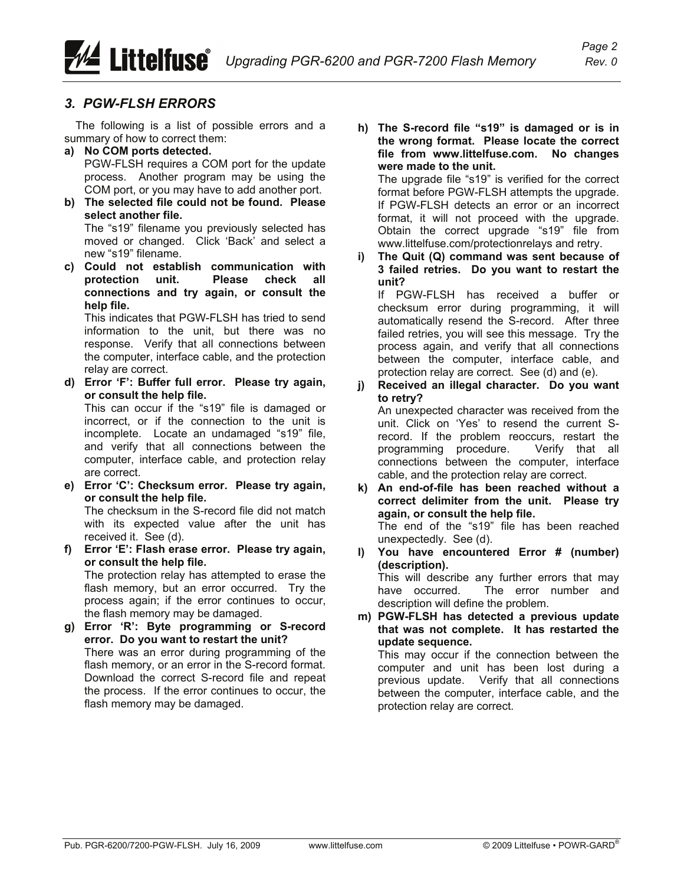## *3. PGW-FLSH ERRORS*

The following is a list of possible errors and a summary of how to correct them:

a) **No COM ports detected.**
PGW-FLSH requires a COM port for the update process. Another program may be using the COM port, or you may have to add another port.

b) **The selected file could not be found. Please select another file.**
The "s19" filename you previously selected has moved or changed. Click 'Back' and select a new "s19" filename.

c) **Could not establish communication with protection unit. Please check all connections and try again, or consult the help file.**
This indicates that PGW-FLSH has tried to send information to the unit, but there was no response. Verify that all connections between the computer, interface cable, and the protection relay are correct.

d) **Error 'F': Buffer full error. Please try again, or consult the help file.**
This can occur if the "s19" file is damaged or incorrect, or if the connection to the unit is incomplete. Locate an undamaged "s19" file, and verify that all connections between the computer, interface cable, and protection relay are correct.

e) **Error 'C': Checksum error. Please try again, or consult the help file.**
The checksum in the S-record file did not match with its expected value after the unit has received it. See (d).

f) **Error 'E': Flash erase error. Please try again, or consult the help file.**
The protection relay has attempted to erase the flash memory, but an error occurred. Try the process again; if the error continues to occur, the flash memory may be damaged.

g) **Error 'R': Byte programming or S-record error. Do you want to restart the unit?**
There was an error during programming of the flash memory, or an error in the S-record format. Download the correct S-record file and repeat the process. If the error continues to occur, the flash memory may be damaged.

h) **The S-record file "s19" is damaged or is in the wrong format. Please locate the correct file from www.littelfuse.com. No changes were made to the unit.**
The upgrade file "s19" is verified for the correct format before PGW-FLSH attempts the upgrade. If PGW-FLSH detects an error or an incorrect format, it will not proceed with the upgrade. Obtain the correct upgrade "s19" file from www.littelfuse.com/protectionrelays and retry.

i) **The Quit (Q) command was sent because of 3 failed retries. Do you want to restart the unit?**
If PGW-FLSH has received a buffer or checksum error during programming, it will automatically resend the S-record. After three failed retries, you will see this message. Try the process again, and verify that all connections between the computer, interface cable, and protection relay are correct. See (d) and (e).

j) **Received an illegal character. Do you want to retry?**
An unexpected character was received from the unit. Click on 'Yes' to resend the current S-record. If the problem reoccurs, restart the programming procedure. Verify that all connections between the computer, interface cable, and the protection relay are correct.

k) **An end-of-file has been reached without a correct delimiter from the unit. Please try again, or consult the help file.**
The end of the "s19" file has been reached unexpectedly. See (d).

l) **You have encountered Error # (number) (description).**
This will describe any further errors that may have occurred. The error number and description will define the problem.

m) **PGW-FLSH has detected a previous update that was not complete. It has restarted the update sequence.**
This may occur if the connection between the computer and unit has been lost during a previous update. Verify that all connections between the computer, interface cable, and the protection relay are correct.